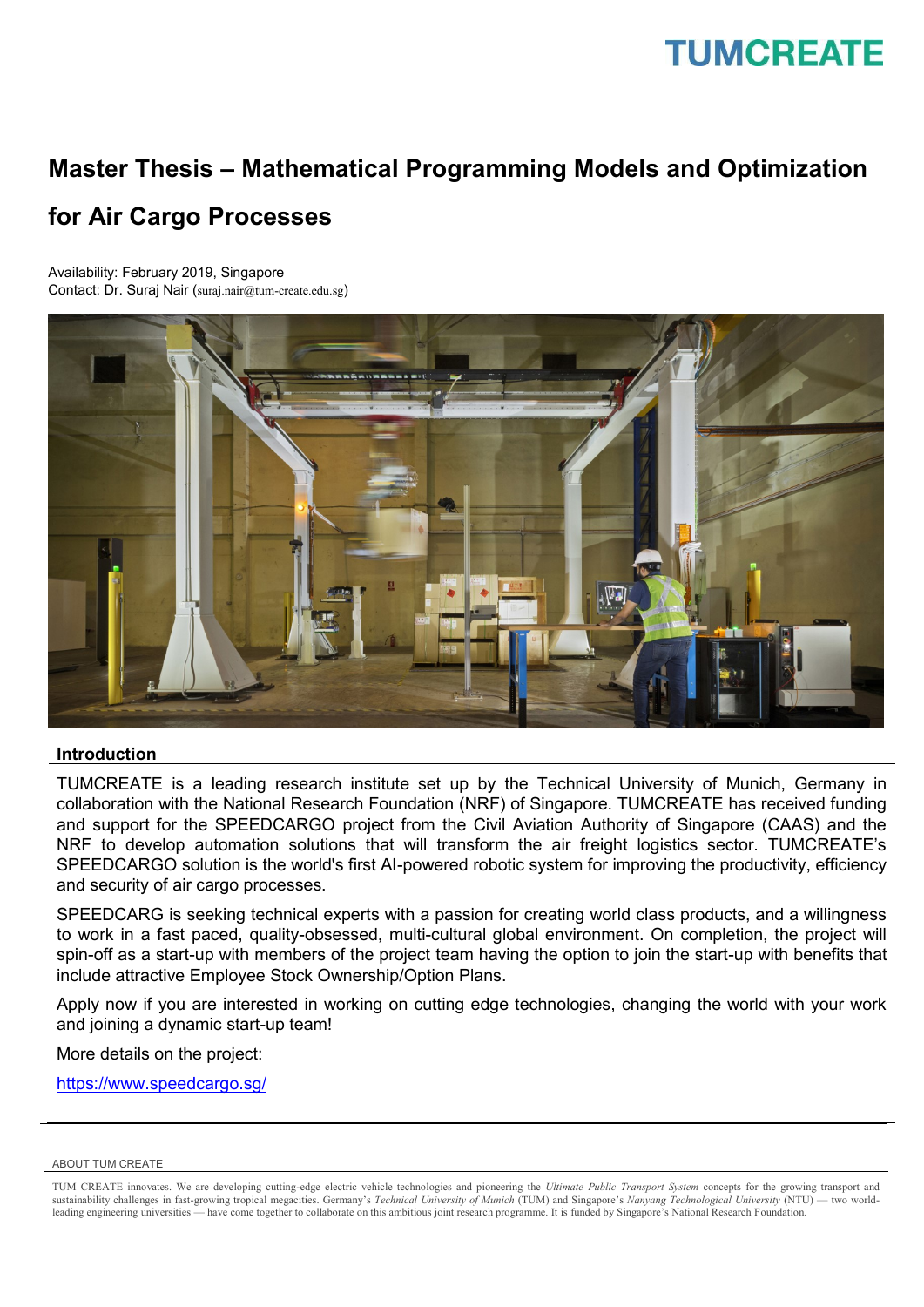TUMCREATE

# Master Thesis – Mathematical Programming Models and Optimization for Air Cargo Processes

Availability: February 2019, Singapore
Contact: Dr. Suraj Nair (suraj.nair@tum-create.edu.sg)

## Introduction

TUMCREATE is a leading research institute set up by the Technical University of Munich, Germany in collaboration with the National Research Foundation (NRF) of Singapore. TUMCREATE has received funding and support for the SPEEDCARGO project from the Civil Aviation Authority of Singapore (CAAS) and the NRF to develop automation solutions that will transform the air freight logistics sector. TUMCREATE's SPEEDCARGO solution is the world's first AI-powered robotic system for improving the productivity, efficiency and security of air cargo processes.

SPEEDCARG is seeking technical experts with a passion for creating world class products, and a willingness to work in a fast paced, quality-obsessed, multi-cultural global environment. On completion, the project will spin-off as a start-up with members of the project team having the option to join the start-up with benefits that include attractive Employee Stock Ownership/Option Plans.

Apply now if you are interested in working on cutting edge technologies, changing the world with your work and joining a dynamic start-up team!

More details on the project:

[https://www.speedcargo.sg/](https://www.speedcargo.sg/)

---

ABOUT TUM CREATE

TUM CREATE innovates. We are developing cutting-edge electric vehicle technologies and pioneering the *Ultimate Public Transport System* concepts for the growing transport and sustainability challenges in fast-growing tropical megacities. Germany's *Technical University of Munich* (TUM) and Singapore's *Nanyang Technological University* (NTU) — two world-leading engineering universities — have come together to collaborate on this ambitious joint research programme. It is funded by Singapore's National Research Foundation.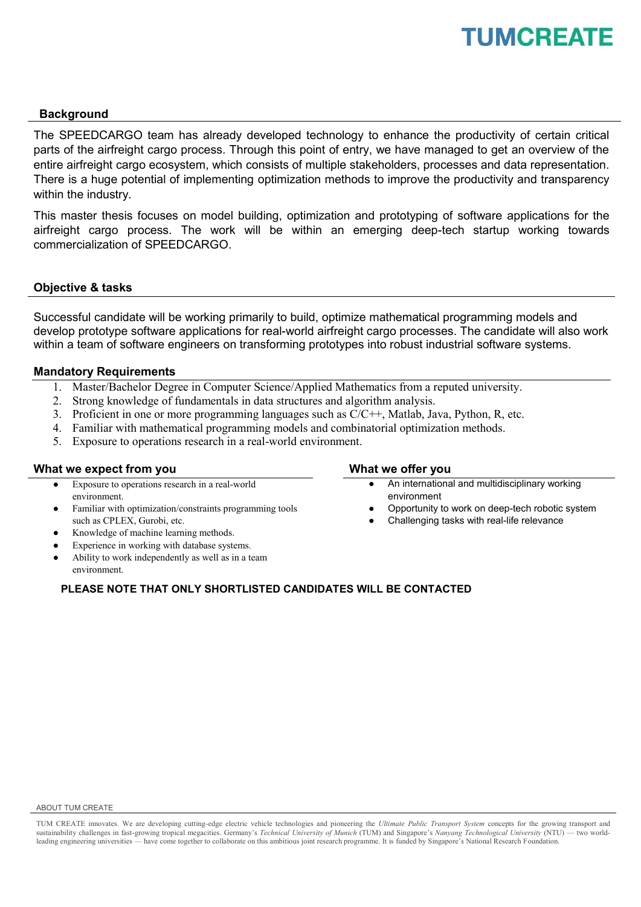TUMCREATE

## Background

The SPEEDCARGO team has already developed technology to enhance the productivity of certain critical parts of the airfreight cargo process. Through this point of entry, we have managed to get an overview of the entire airfreight cargo ecosystem, which consists of multiple stakeholders, processes and data representation. There is a huge potential of implementing optimization methods to improve the productivity and transparency within the industry.

This master thesis focuses on model building, optimization and prototyping of software applications for the airfreight cargo process. The work will be within an emerging deep-tech startup working towards commercialization of SPEEDCARGO.

## Objective & tasks

Successful candidate will be working primarily to build, optimize mathematical programming models and develop prototype software applications for real-world airfreight cargo processes. The candidate will also work within a team of software engineers on transforming prototypes into robust industrial software systems.

### Mandatory Requirements

1. Master/Bachelor Degree in Computer Science/Applied Mathematics from a reputed university.
2. Strong knowledge of fundamentals in data structures and algorithm analysis.
3. Proficient in one or more programming languages such as C/C++, Matlab, Java, Python, R, etc.
4. Familiar with mathematical programming models and combinatorial optimization methods.
5. Exposure to operations research in a real-world environment.

### What we expect from you

- Exposure to operations research in a real-world environment.
- Familiar with optimization/constraints programming tools such as CPLEX, Gurobi, etc.
- Knowledge of machine learning methods.
- Experience in working with database systems.
- Ability to work independently as well as in a team environment.

### What we offer you

- An international and multidisciplinary working environment
- Opportunity to work on deep-tech robotic system
- Challenging tasks with real-life relevance

**PLEASE NOTE THAT ONLY SHORTLISTED CANDIDATES WILL BE CONTACTED**

ABOUT TUM CREATE

TUM CREATE innovates. We are developing cutting-edge electric vehicle technologies and pioneering the *Ultimate Public Transport System* concepts for the growing transport and sustainability challenges in fast-growing tropical megacities. Germany's *Technical University of Munich* (TUM) and Singapore's *Nanyang Technological University* (NTU) — two world-leading engineering universities — have come together to collaborate on this ambitious joint research programme. It is funded by Singapore's National Research Foundation.